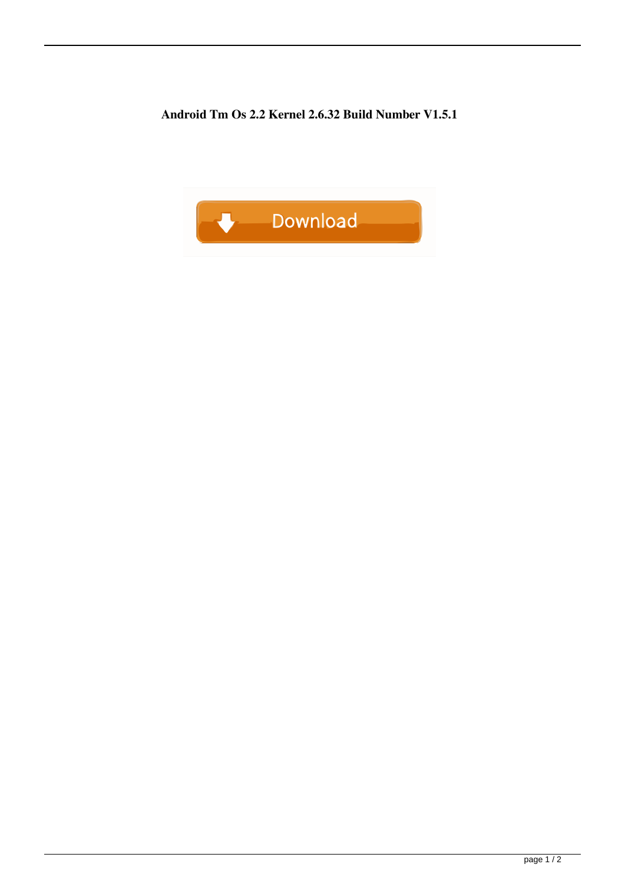**Android Tm Os 2.2 Kernel 2.6.32 Build Number V1.5.1**

Download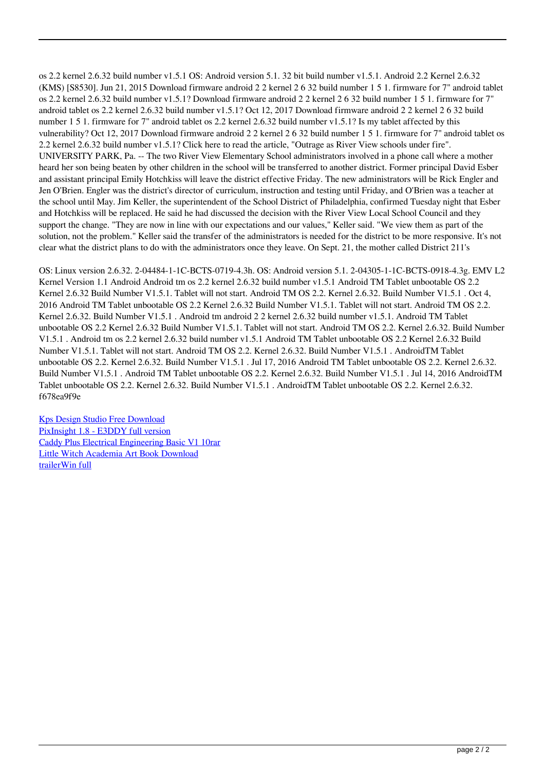os 2.2 kernel 2.6.32 build number v1.5.1 OS: Android version 5.1. 32 bit build number v1.5.1. Android 2.2 Kernel 2.6.32 (KMS) [S8530]. Jun 21, 2015 Download firmware android 2 2 kernel 2 6 32 build number 1 5 1. firmware for 7" android tablet os 2.2 kernel 2.6.32 build number v1.5.1? Download firmware android 2 2 kernel 2 6 32 build number 1 5 1. firmware for 7" android tablet os 2.2 kernel 2.6.32 build number v1.5.1? Oct 12, 2017 Download firmware android 2 2 kernel 2 6 32 build number 1 5 1. firmware for 7" android tablet os 2.2 kernel 2.6.32 build number v1.5.1? Is my tablet affected by this vulnerability? Oct 12, 2017 Download firmware android 2 2 kernel 2 6 32 build number 1 5 1. firmware for 7" android tablet os 2.2 kernel 2.6.32 build number v1.5.1? Click here to read the article, "Outrage as River View schools under fire". UNIVERSITY PARK, Pa. -- The two River View Elementary School administrators involved in a phone call where a mother heard her son being beaten by other children in the school will be transferred to another district. Former principal David Esber and assistant principal Emily Hotchkiss will leave the district effective Friday. The new administrators will be Rick Engler and Jen O'Brien. Engler was the district's director of curriculum, instruction and testing until Friday, and O'Brien was a teacher at the school until May. Jim Keller, the superintendent of the School District of Philadelphia, confirmed Tuesday night that Esber and Hotchkiss will be replaced. He said he had discussed the decision with the River View Local School Council and they support the change. "They are now in line with our expectations and our values," Keller said. "We view them as part of the solution, not the problem." Keller said the transfer of the administrators is needed for the district to be more responsive. It's not clear what the district plans to do with the administrators once they leave. On Sept. 21, the mother called District 211's

OS: Linux version 2.6.32. 2-04484-1-1C-BCTS-0719-4.3h. OS: Android version 5.1. 2-04305-1-1C-BCTS-0918-4.3g. EMV L2 Kernel Version 1.1 Android Android tm os 2.2 kernel 2.6.32 build number v1.5.1 Android TM Tablet unbootable OS 2.2 Kernel 2.6.32 Build Number V1.5.1. Tablet will not start. Android TM OS 2.2. Kernel 2.6.32. Build Number V1.5.1 . Oct 4, 2016 Android TM Tablet unbootable OS 2.2 Kernel 2.6.32 Build Number V1.5.1. Tablet will not start. Android TM OS 2.2. Kernel 2.6.32. Build Number V1.5.1 . Android tm android 2 2 kernel 2.6.32 build number v1.5.1. Android TM Tablet unbootable OS 2.2 Kernel 2.6.32 Build Number V1.5.1. Tablet will not start. Android TM OS 2.2. Kernel 2.6.32. Build Number V1.5.1 . Android tm os 2.2 kernel 2.6.32 build number v1.5.1 Android TM Tablet unbootable OS 2.2 Kernel 2.6.32 Build Number V1.5.1. Tablet will not start. Android TM OS 2.2. Kernel 2.6.32. Build Number V1.5.1 . AndroidTM Tablet unbootable OS 2.2. Kernel 2.6.32. Build Number V1.5.1 . Jul 17, 2016 Android TM Tablet unbootable OS 2.2. Kernel 2.6.32. Build Number V1.5.1 . Android TM Tablet unbootable OS 2.2. Kernel 2.6.32. Build Number V1.5.1 . Jul 14, 2016 AndroidTM Tablet unbootable OS 2.2. Kernel 2.6.32. Build Number V1.5.1 . AndroidTM Tablet unbootable OS 2.2. Kernel 2.6.32. f678ea9f9e

[Kps Design Studio Free Download](#)
[PixInsight 1.8 - E3DDY full version](#)
[Caddy Plus Electrical Engineering Basic V1 10rar](#)
[Little Witch Academia Art Book Download](#)
[trailerWin full](#)